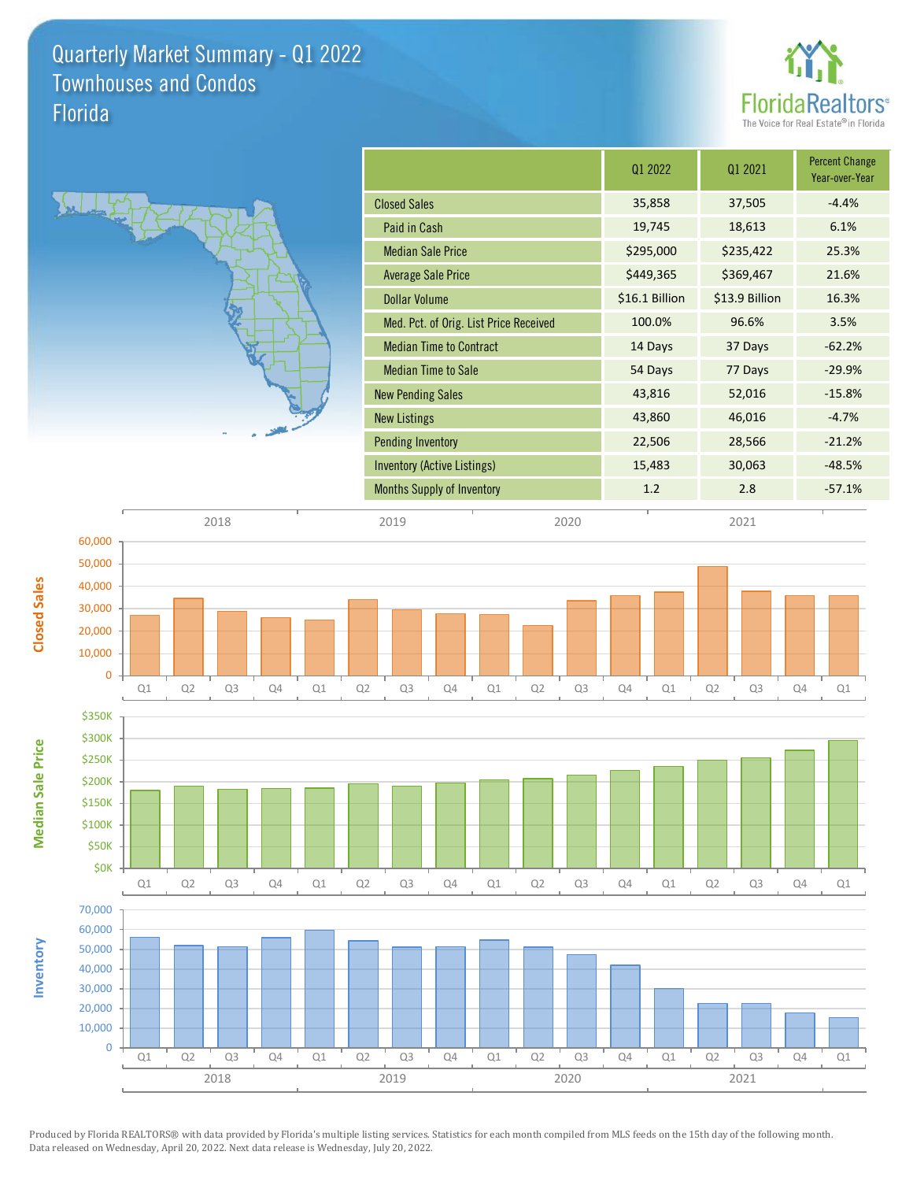# Quarterly Market Summary - Q1 2022
## Townhouses and Condos
## Florida

FloridaRealtors®
The Voice for Real Estate® in Florida

| | Q1 2022 | Q1 2021 | Percent Change Year-over-Year |
|---|---|---|---|
| Closed Sales | 35,858 | 37,505 | -4.4% |
| Paid in Cash | 19,745 | 18,613 | 6.1% |
| Median Sale Price | $295,000 | $235,422 | 25.3% |
| Average Sale Price | $449,365 | $369,467 | 21.6% |
| Dollar Volume | $16.1 Billion | $13.9 Billion | 16.3% |
| Med. Pct. of Orig. List Price Received | 100.0% | 96.6% | 3.5% |
| Median Time to Contract | 14 Days | 37 Days | -62.2% |
| Median Time to Sale | 54 Days | 77 Days | -29.9% |
| New Pending Sales | 43,816 | 52,016 | -15.8% |
| New Listings | 43,860 | 46,016 | -4.7% |
| Pending Inventory | 22,506 | 28,566 | -21.2% |
| Inventory (Active Listings) | 15,483 | 30,063 | -48.5% |
| Months Supply of Inventory | 1.2 | 2.8 | -57.1% |

Produced by Florida REALTORS® with data provided by Florida's multiple listing services. Statistics for each month compiled from MLS feeds on the 15th day of the following month. Data released on Wednesday, April 20, 2022. Next data release is Wednesday, July 20, 2022.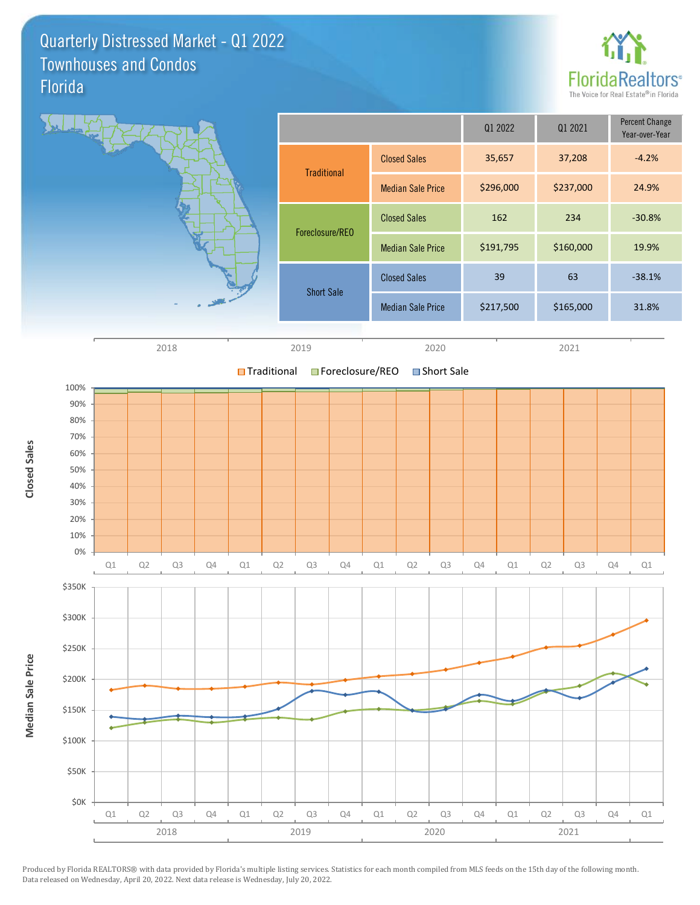# Quarterly Distressed Market - Q1 2022
## Townhouses and Condos
## Florida

FloridaRealtors®
The Voice for Real Estate® in Florida

| | | Q1 2022 | Q1 2021 | Percent Change Year-over-Year |
|---|---|---|---|---|
| Traditional | Closed Sales | 35,657 | 37,208 | -4.2% |
| | Median Sale Price | $296,000 | $237,000 | 24.9% |
| Foreclosure/REO | Closed Sales | 162 | 234 | -30.8% |
| | Median Sale Price | $191,795 | $160,000 | 19.9% |
| Short Sale | Closed Sales | 39 | 63 | -38.1% |
| | Median Sale Price | $217,500 | $165,000 | 31.8% |

2018 2019 2020 2021

Traditional
Foreclosure/REO
Short Sale

Closed Sales

100%
90%
80%
70%
60%
50%
40%
30%
20%
10%
0%

Q1 Q2 Q3 Q4 Q1 Q2 Q3 Q4 Q1 Q2 Q3 Q4 Q1 Q2 Q3 Q4 Q1

Median Sale Price

$350K
$300K
$250K
$200K
$150K
$100K
$50K
$0K

Q1 Q2 Q3 Q4 Q1 Q2 Q3 Q4 Q1 Q2 Q3 Q4 Q1 Q2 Q3 Q4 Q1

2018 2019 2020 2021

Produced by Florida REALTORS® with data provided by Florida's multiple listing services. Statistics for each month compiled from MLS feeds on the 15th day of the following month.
Data released on Wednesday, April 20, 2022. Next data release is Wednesday, July 20, 2022.